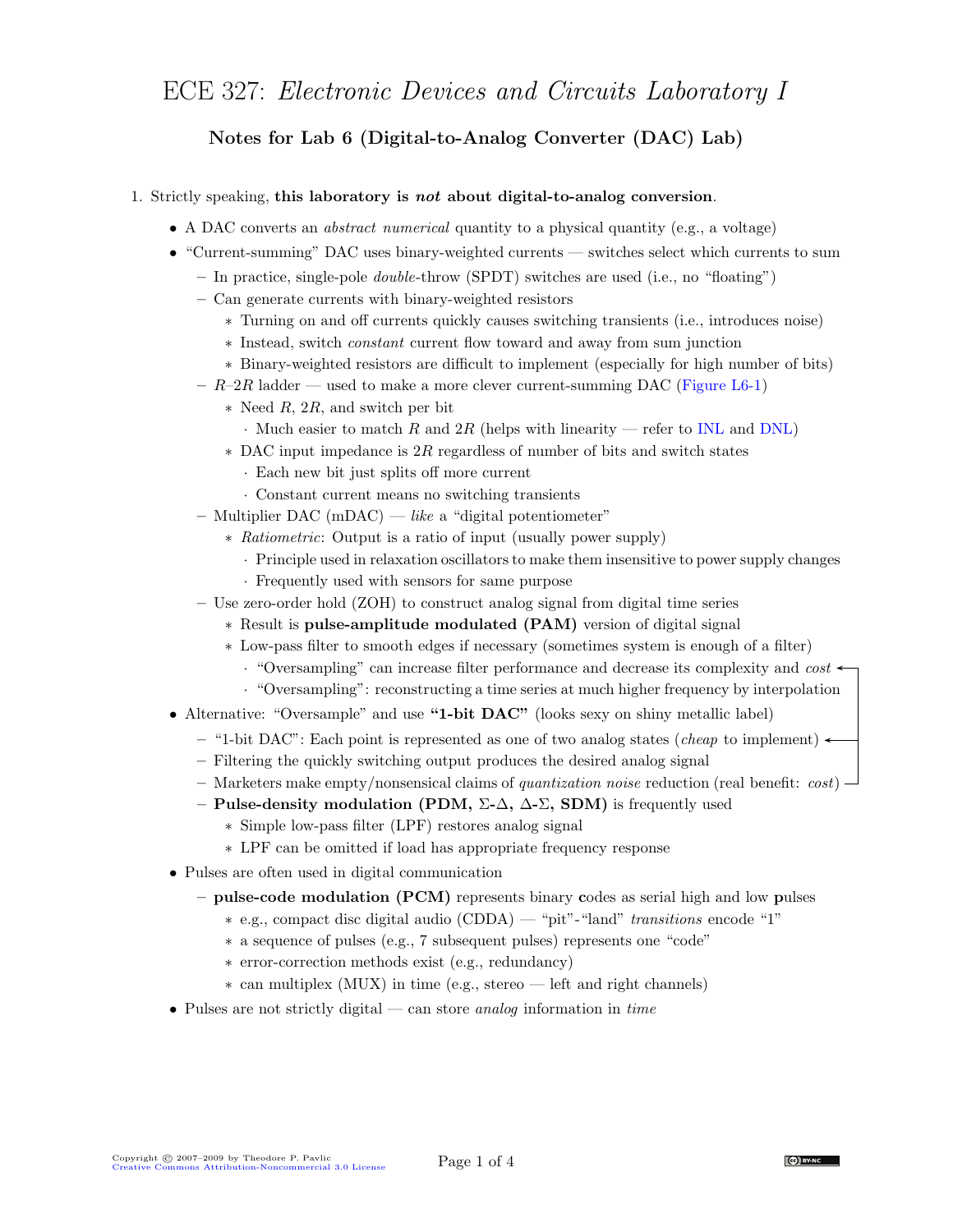# ECE 327: *Electronic Devices and Circuits Laboratory I*

## Notes for Lab 6 (Digital-to-Analog Converter (DAC) Lab)

1. Strictly speaking, **this laboratory is *not* about digital-to-analog conversion**.
   - A DAC converts an *abstract numerical* quantity to a physical quantity (e.g., a voltage)
   - "Current-summing" DAC uses binary-weighted currents — switches select which currents to sum
     - In practice, single-pole *double*-throw (SPDT) switches are used (i.e., no "floating")
     - Can generate currents with binary-weighted resistors
       - Turning on and off currents quickly causes switching transients (i.e., introduces noise)
       - Instead, switch *constant* current flow toward and away from sum junction
       - Binary-weighted resistors are difficult to implement (especially for high number of bits)
     - $R$–$2R$ ladder — used to make a more clever current-summing DAC (Figure L6-1)
       - Need $R$, $2R$, and switch per bit
         - Much easier to match $R$ and $2R$ (helps with linearity — refer to INL and DNL)
       - DAC input impedance is $2R$ regardless of number of bits and switch states
         - Each new bit just splits off more current
         - Constant current means no switching transients
     - Multiplier DAC (mDAC) — *like* a "digital potentiometer"
       - *Ratiometric*: Output is a ratio of input (usually power supply)
         - Principle used in relaxation oscillators to make them insensitive to power supply changes
         - Frequently used with sensors for same purpose
     - Use zero-order hold (ZOH) to construct analog signal from digital time series
       - Result is **pulse-amplitude modulated (PAM)** version of digital signal
       - Low-pass filter to smooth edges if necessary (sometimes system is enough of a filter)
         - "Oversampling" can increase filter performance and decrease its complexity and *cost*
         - "Oversampling": reconstructing a time series at much higher frequency by interpolation
   - Alternative: "Oversample" and use **"1-bit DAC"** (looks sexy on shiny metallic label)
     - "1-bit DAC": Each point is represented as one of two analog states (*cheap* to implement)
     - Filtering the quickly switching output produces the desired analog signal
     - Marketers make empty/nonsensical claims of *quantization noise* reduction (real benefit: *cost*)
     - **Pulse-density modulation (PDM, Σ-Δ, Δ-Σ, SDM)** is frequently used
       - Simple low-pass filter (LPF) restores analog signal
       - LPF can be omitted if load has appropriate frequency response
   - Pulses are often used in digital communication
     - **pulse-code modulation (PCM)** represents binary **c**odes as serial high and low **p**ulses
       - e.g., compact disc digital audio (CDDA) — "pit"-"land" *transitions* encode "1"
       - a sequence of pulses (e.g., 7 subsequent pulses) represents one "code"
       - error-correction methods exist (e.g., redundancy)
       - can multiplex (MUX) in time (e.g., stereo — left and right channels)
   - Pulses are not strictly digital — can store *analog* information in *time*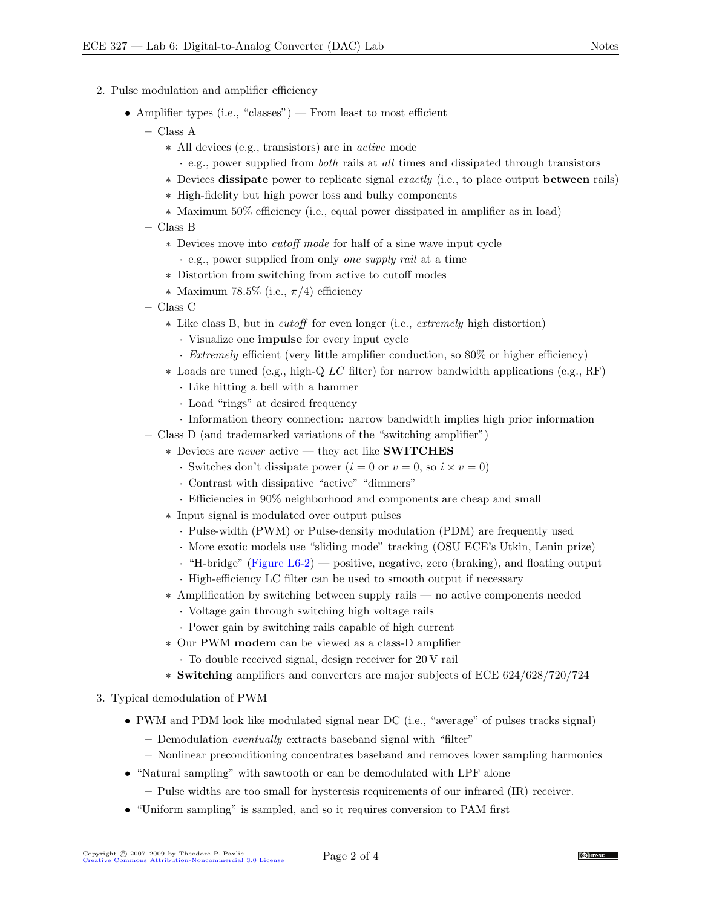2. Pulse modulation and amplifier efficiency
   - Amplifier types (i.e., "classes") — From least to most efficient
     - Class A
       - All devices (e.g., transistors) are in *active* mode
         - e.g., power supplied from *both* rails at *all* times and dissipated through transistors
       - Devices **dissipate** power to replicate signal *exactly* (i.e., to place output **between** rails)
       - High-fidelity but high power loss and bulky components
       - Maximum 50% efficiency (i.e., equal power dissipated in amplifier as in load)
     - Class B
       - Devices move into *cutoff mode* for half of a sine wave input cycle
         - e.g., power supplied from only *one supply rail* at a time
       - Distortion from switching from active to cutoff modes
       - Maximum 78.5% (i.e., $\pi/4$) efficiency
     - Class C
       - Like class B, but in *cutoff* for even longer (i.e., *extremely* high distortion)
         - Visualize one **impulse** for every input cycle
         - *Extremely* efficient (very little amplifier conduction, so 80% or higher efficiency)
       - Loads are tuned (e.g., high-Q $LC$ filter) for narrow bandwidth applications (e.g., RF)
         - Like hitting a bell with a hammer
         - Load "rings" at desired frequency
         - Information theory connection: narrow bandwidth implies high prior information
     - Class D (and trademarked variations of the "switching amplifier")
       - Devices are *never* active — they act like **SWITCHES**
         - Switches don't dissipate power ($i = 0$ or $v = 0$, so $i \times v = 0$)
         - Contrast with dissipative "active" "dimmers"
         - Efficiencies in 90% neighborhood and components are cheap and small
       - Input signal is modulated over output pulses
         - Pulse-width (PWM) or Pulse-density modulation (PDM) are frequently used
         - More exotic models use "sliding mode" tracking (OSU ECE's Utkin, Lenin prize)
         - "H-bridge" (Figure L6-2) — positive, negative, zero (braking), and floating output
         - High-efficiency LC filter can be used to smooth output if necessary
       - Amplification by switching between supply rails — no active components needed
         - Voltage gain through switching high voltage rails
         - Power gain by switching rails capable of high current
       - Our PWM **modem** can be viewed as a class-D amplifier
         - To double received signal, design receiver for 20 V rail
       - **Switching** amplifiers and converters are major subjects of ECE 624/628/720/724

3. Typical demodulation of PWM
   - PWM and PDM look like modulated signal near DC (i.e., "average" of pulses tracks signal)
     - Demodulation *eventually* extracts baseband signal with "filter"
     - Nonlinear preconditioning concentrates baseband and removes lower sampling harmonics
   - "Natural sampling" with sawtooth or can be demodulated with LPF alone
     - Pulse widths are too small for hysteresis requirements of our infrared (IR) receiver.
   - "Uniform sampling" is sampled, and so it requires conversion to PAM first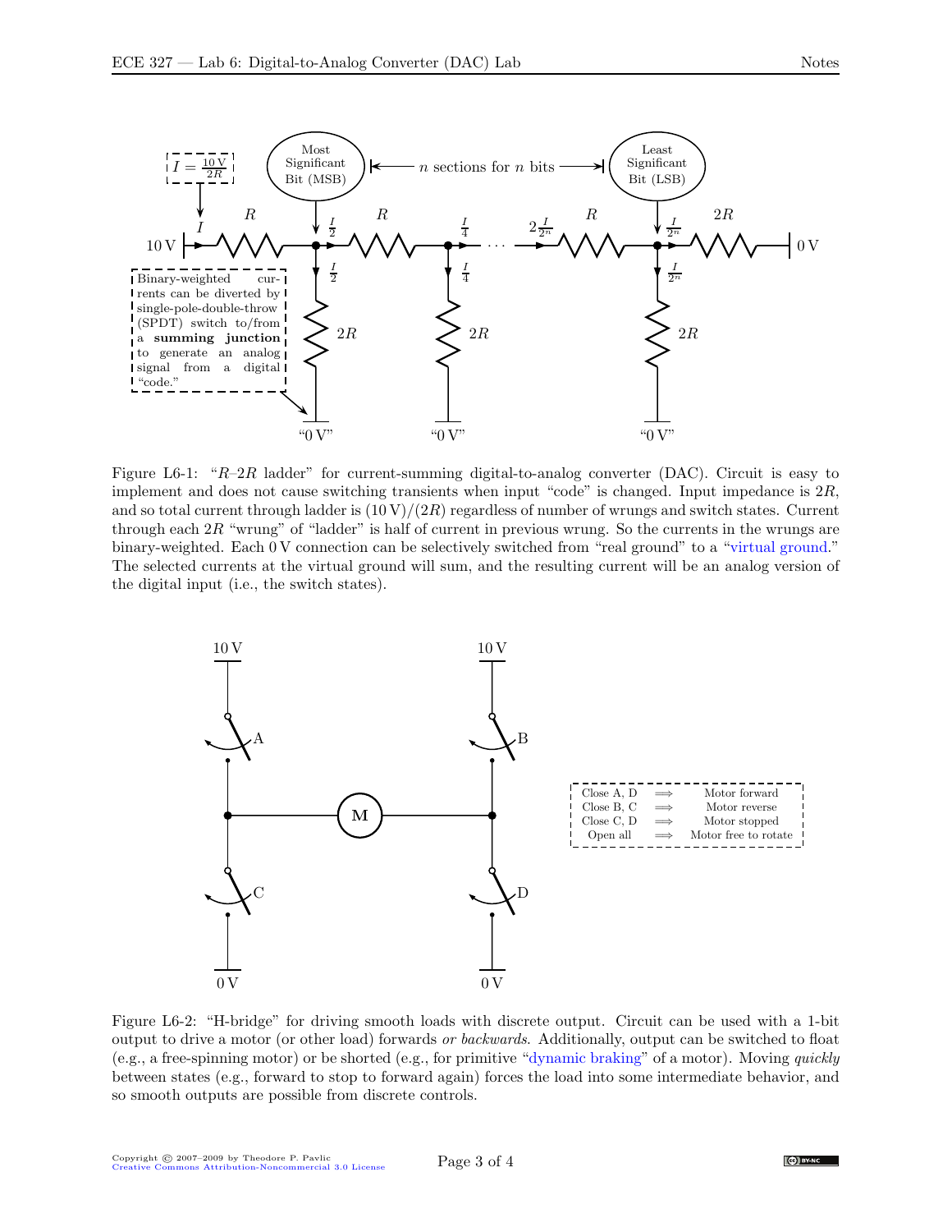$I = \frac{10\,\text{V}}{2R}$

Most Significant Bit (MSB)

$n$ sections for $n$ bits

Least Significant Bit (LSB)

Binary-weighted currents can be diverted by single-pole-double-throw (SPDT) switch to/from a **summing junction** to generate an analog signal from a digital "code."

Figure L6-1: "$R$–$2R$ ladder" for current-summing digital-to-analog converter (DAC). Circuit is easy to implement and does not cause switching transients when input "code" is changed. Input impedance is $2R$, and so total current through ladder is $(10\,\text{V})/(2R)$ regardless of number of wrungs and switch states. Current through each $2R$ "wrung" of "ladder" is half of current in previous wrung. So the currents in the wrungs are binary-weighted. Each 0 V connection can be selectively switched from "real ground" to a "virtual ground." The selected currents at the virtual ground will sum, and the resulting current will be an analog version of the digital input (i.e., the switch states).

| | | |
|---|---|---|
| Close A, D | $\Longrightarrow$ | Motor forward |
| Close B, C | $\Longrightarrow$ | Motor reverse |
| Close C, D | $\Longrightarrow$ | Motor stopped |
| Open all | $\Longrightarrow$ | Motor free to rotate |

Figure L6-2: "H-bridge" for driving smooth loads with discrete output. Circuit can be used with a 1-bit output to drive a motor (or other load) forwards *or backwards*. Additionally, output can be switched to float (e.g., a free-spinning motor) or be shorted (e.g., for primitive "dynamic braking" of a motor). Moving *quickly* between states (e.g., forward to stop to forward again) forces the load into some intermediate behavior, and so smooth outputs are possible from discrete controls.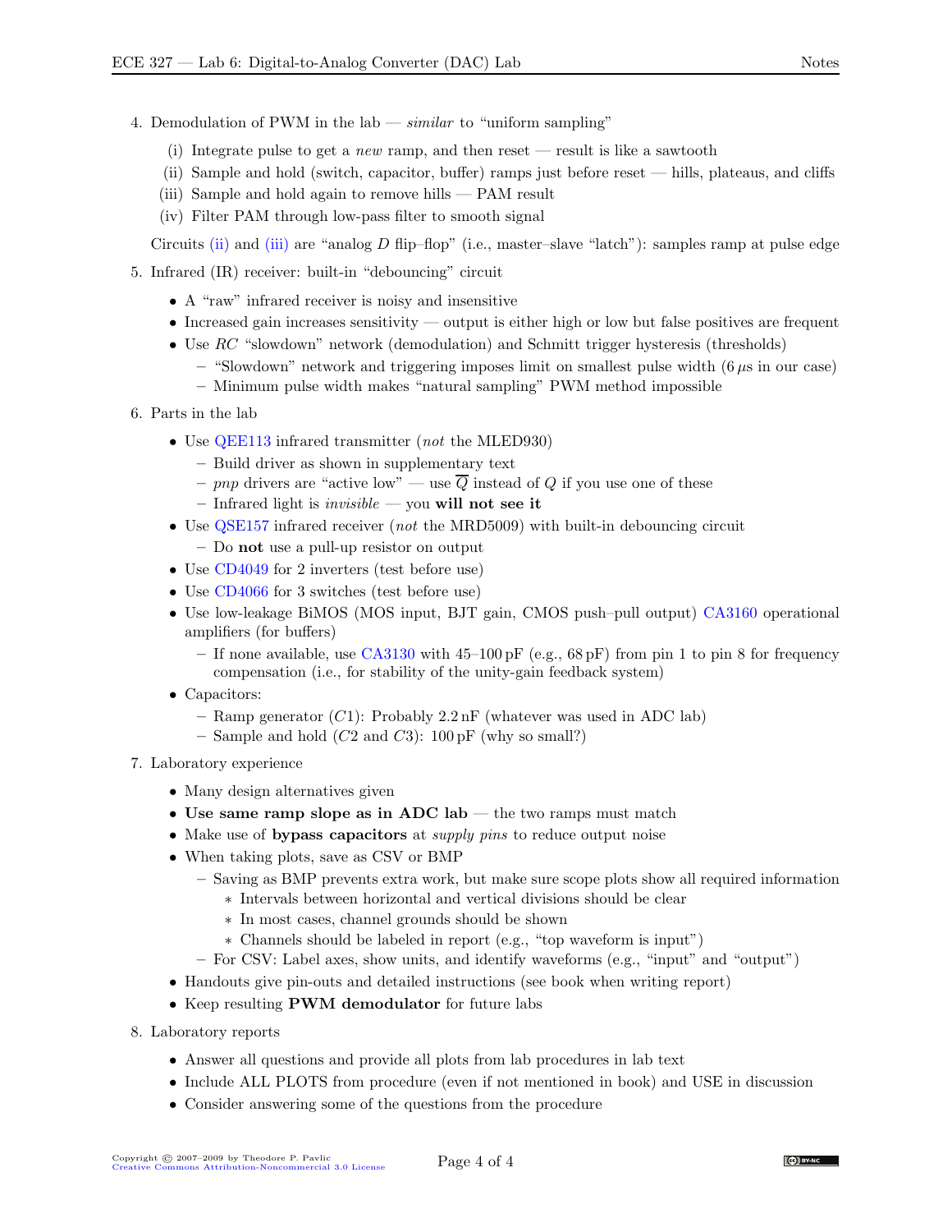4. Demodulation of PWM in the lab — *similar* to “uniform sampling”
   (i) Integrate pulse to get a *new* ramp, and then reset — result is like a sawtooth
   (ii) Sample and hold (switch, capacitor, buffer) ramps just before reset — hills, plateaus, and cliffs
   (iii) Sample and hold again to remove hills — PAM result
   (iv) Filter PAM through low-pass filter to smooth signal

   Circuits (ii) and (iii) are “analog *D* flip–flop” (i.e., master–slave “latch”): samples ramp at pulse edge

5. Infrared (IR) receiver: built-in “debouncing” circuit
   - A “raw” infrared receiver is noisy and insensitive
   - Increased gain increases sensitivity — output is either high or low but false positives are frequent
   - Use *RC* “slowdown” network (demodulation) and Schmitt trigger hysteresis (thresholds)
     - “Slowdown” network and triggering imposes limit on smallest pulse width ($6\,\mu$s in our case)
     - Minimum pulse width makes “natural sampling” PWM method impossible

6. Parts in the lab
   - Use QEE113 infrared transmitter (*not* the MLED930)
     - Build driver as shown in supplementary text
     - *pnp* drivers are “active low” — use $\overline{Q}$ instead of $Q$ if you use one of these
     - Infrared light is *invisible* — you **will not see it**
   - Use QSE157 infrared receiver (*not* the MRD5009) with built-in debouncing circuit
     - Do **not** use a pull-up resistor on output
   - Use CD4049 for 2 inverters (test before use)
   - Use CD4066 for 3 switches (test before use)
   - Use low-leakage BiMOS (MOS input, BJT gain, CMOS push–pull output) CA3160 operational amplifiers (for buffers)
     - If none available, use CA3130 with 45–100 pF (e.g., 68 pF) from pin 1 to pin 8 for frequency compensation (i.e., for stability of the unity-gain feedback system)
   - Capacitors:
     - Ramp generator ($C1$): Probably 2.2 nF (whatever was used in ADC lab)
     - Sample and hold ($C2$ and $C3$): 100 pF (why so small?)

7. Laboratory experience
   - Many design alternatives given
   - **Use same ramp slope as in ADC lab** — the two ramps must match
   - Make use of **bypass capacitors** at *supply pins* to reduce output noise
   - When taking plots, save as CSV or BMP
     - Saving as BMP prevents extra work, but make sure scope plots show all required information
       - Intervals between horizontal and vertical divisions should be clear
       - In most cases, channel grounds should be shown
       - Channels should be labeled in report (e.g., “top waveform is input”)
     - For CSV: Label axes, show units, and identify waveforms (e.g., “input” and “output”)
   - Handouts give pin-outs and detailed instructions (see book when writing report)
   - Keep resulting **PWM demodulator** for future labs

8. Laboratory reports
   - Answer all questions and provide all plots from lab procedures in lab text
   - Include ALL PLOTS from procedure (even if not mentioned in book) and USE in discussion
   - Consider answering some of the questions from the procedure